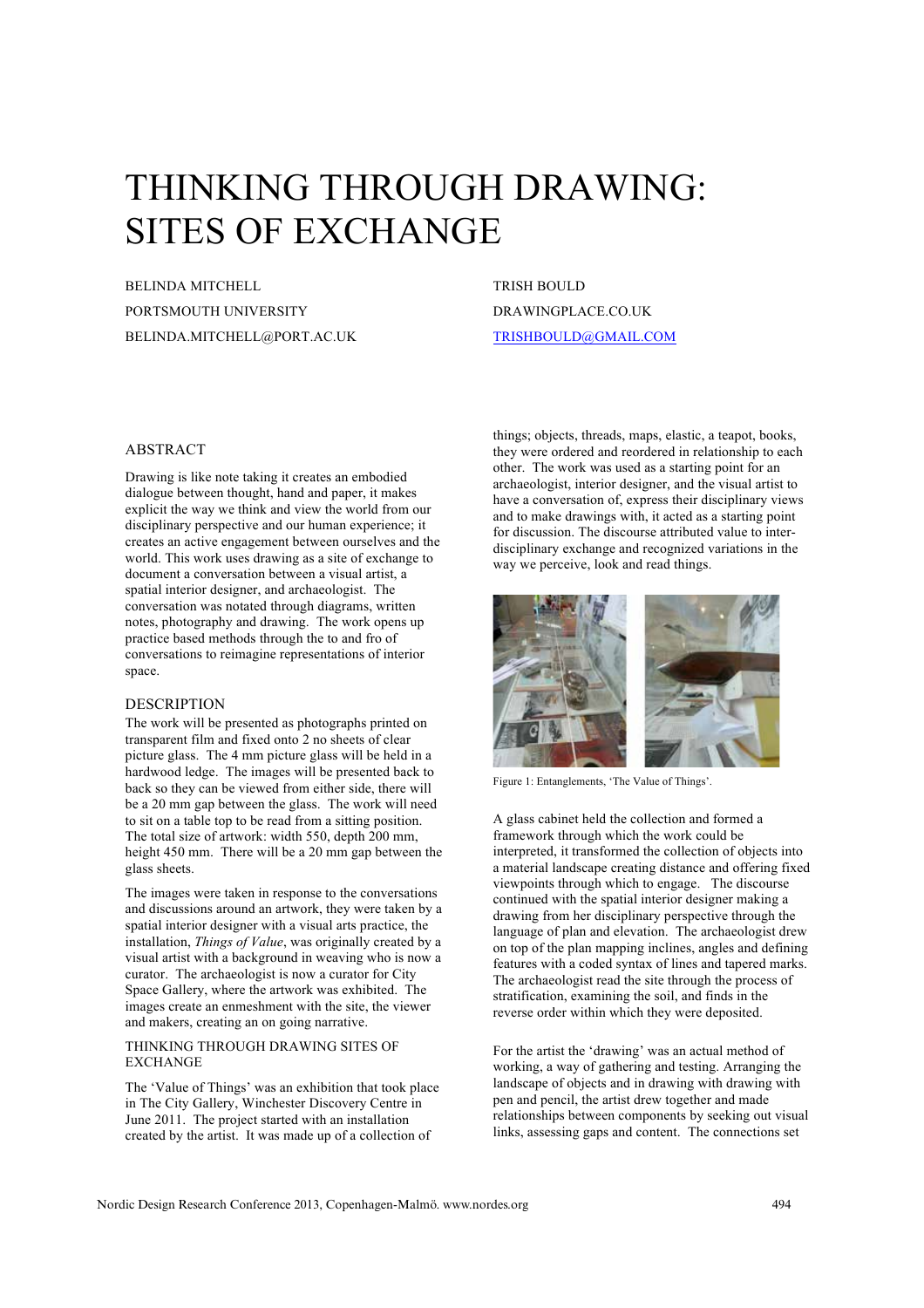# THINKING THROUGH DRAWING: SITES OF EXCHANGE

BELINDA MITCHELL
PORTSMOUTH UNIVERSITY
BELINDA.MITCHELL@PORT.AC.UK

TRISH BOULD
DRAWINGPLACE.CO.UK
TRISHBOULD@GMAIL.COM

## ABSTRACT

Drawing is like note taking it creates an embodied dialogue between thought, hand and paper, it makes explicit the way we think and view the world from our disciplinary perspective and our human experience; it creates an active engagement between ourselves and the world. This work uses drawing as a site of exchange to document a conversation between a visual artist, a spatial interior designer, and archaeologist. The conversation was notated through diagrams, written notes, photography and drawing. The work opens up practice based methods through the to and fro of conversations to reimagine representations of interior space.

## DESCRIPTION

The work will be presented as photographs printed on transparent film and fixed onto 2 no sheets of clear picture glass. The 4 mm picture glass will be held in a hardwood ledge. The images will be presented back to back so they can be viewed from either side, there will be a 20 mm gap between the glass. The work will need to sit on a table top to be read from a sitting position. The total size of artwork: width 550, depth 200 mm, height 450 mm. There will be a 20 mm gap between the glass sheets.

The images were taken in response to the conversations and discussions around an artwork, they were taken by a spatial interior designer with a visual arts practice, the installation, *Things of Value*, was originally created by a visual artist with a background in the site, who is now a curator. The archaeologist is now a curator for City Space Gallery, where the artwork was exhibited. The images create an enmeshment with the site, the viewer and makers, creating an on going narrative.

## THINKING THROUGH DRAWING SITES OF EXCHANGE

The 'Value of Things' was an exhibition that took place in The City Gallery, Winchester Discovery Centre in June 2011. The project started with an installation created by the artist. It was made up of a collection of things; objects, threads, maps, elastic, a teapot, books, they were ordered and reordered in relationship to each other. The work was used as a starting point for an archaeologist, interior designer, and the visual artist to have a conversation of, express their disciplinary views and to make drawings with, it acted as a starting point for discussion. The discourse attributed value to inter-disciplinary exchange and recognized variations in the way we perceive, look and read things.

Figure 1: Entanglements, 'The Value of Things'.

A glass cabinet held the collection and formed a framework through which the work could be interpreted, it transformed the collection of objects into a material landscape creating distance and offering fixed viewpoints through which to engage. The discourse continued with the spatial interior designer making a drawing from her disciplinary perspective through the language of plan and elevation. The archaeologist drew on top of the plan mapping inclines, angles and defining features with a coded syntax of lines and tapered marks. The archaeologist read the site through the process of stratification, examining the soil, and finds in the reverse order within which they were deposited.

For the artist the 'drawing' was an actual method of working, a way of gathering and testing. Arranging the landscape of objects and in drawing with drawing with pen and pencil, the artist drew together and made relationships between components by seeking out visual links, assessing gaps and content. The connections set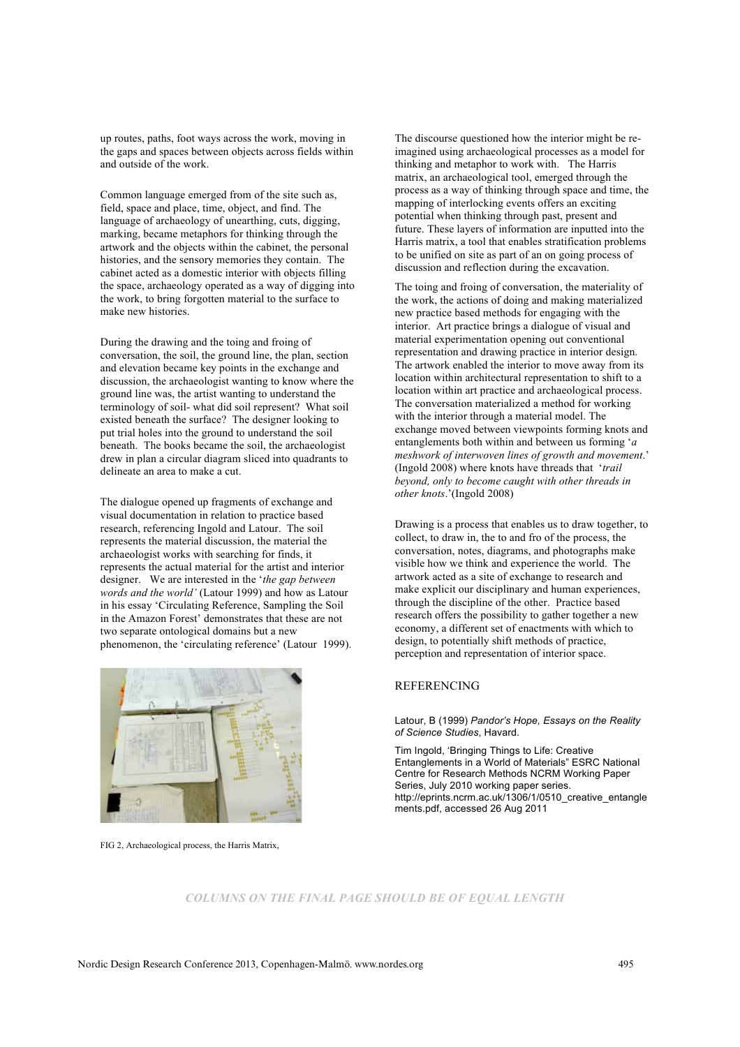up routes, paths, foot ways across the work, moving in the gaps and spaces between objects across fields within and outside of the work.

Common language emerged from of the site such as, field, space and place, time, object, and find. The language of archaeology of unearthing, cuts, digging, marking, became metaphors for thinking through the artwork and the objects within the cabinet, the personal histories, and the sensory memories they contain. The cabinet acted as a domestic interior with objects filling the space, archaeology operated as a way of digging into the work, to bring forgotten material to the surface to make new histories.

During the drawing and the toing and froing of conversation, the soil, the ground line, the plan, section and elevation became key points in the exchange and discussion, the archaeologist wanting to know where the ground line was, the artist wanting to understand the terminology of soil- what did soil represent? What soil existed beneath the surface? The designer looking to put trial holes into the ground to understand the soil beneath. The books became the soil, the archaeologist drew in plan a circular diagram sliced into quadrants to delineate an area to make a cut.

The dialogue opened up fragments of exchange and visual documentation in relation to practice based research, referencing Ingold and Latour. The soil represents the material discussion, the material the archaeologist works with searching for finds, it represents the actual material for the artist and interior designer. We are interested in the '*the gap between words and the world'* (Latour 1999) and how as Latour in his essay 'Circulating Reference, Sampling the Soil in the Amazon Forest' demonstrates that these are not two separate ontological domains but a new phenomenon, the 'circulating reference' (Latour 1999).

FIG 2, Archaeological process, the Harris Matrix,

The discourse questioned how the interior might be re-imagined using archaeological processes as a model for thinking and metaphor to work with. The Harris matrix, an archaeological tool, emerged through the process as a way of thinking through space and time, the mapping of interlocking events offers an exciting potential when thinking through past, present and future. These layers of information are inputted into the Harris matrix, a tool that enables stratification problems to be unified on site as part of an on going process of discussion and reflection during the excavation.

The toing and froing of conversation, the materiality of the work, the actions of doing and making materialized new practice based methods for engaging with the interior. Art practice brings a dialogue of visual and material experimentation opening out conventional representation and drawing practice in interior design. The artwork enabled the interior to move away from its location within architectural representation to shift to a location within art practice and archaeological process. The conversation materialized a method for working with the interior through a material model. The exchange moved between viewpoints forming knots and entanglements both within and between us forming '*a meshwork of interwoven lines of growth and movement*.' (Ingold 2008) where knots have threads that '*trail beyond, only to become caught with other threads in other knots*.'(Ingold 2008)

Drawing is a process that enables us to draw together, to collect, to draw in, the to and fro of the process, the conversation, notes, diagrams, and photographs make visible how we think and experience the world. The artwork acted as a site of exchange to research and make explicit our disciplinary and human experiences, through the discipline of the other. Practice based research offers the possibility to gather together a new economy, a different set of enactments with which to design, to potentially shift methods of practice, perception and representation of interior space.

## REFERENCING

Latour, B (1999) *Pandor's Hope, Essays on the Reality of Science Studies*, Havard.

Tim Ingold, 'Bringing Things to Life: Creative Entanglements in a World of Materials" ESRC National Centre for Research Methods NCRM Working Paper Series, July 2010 working paper series. http://eprints.ncrm.ac.uk/1306/1/0510_creative_entanglements.pdf, accessed 26 Aug 2011

*COLUMNS ON THE FINAL PAGE SHOULD BE OF EQUAL LENGTH*